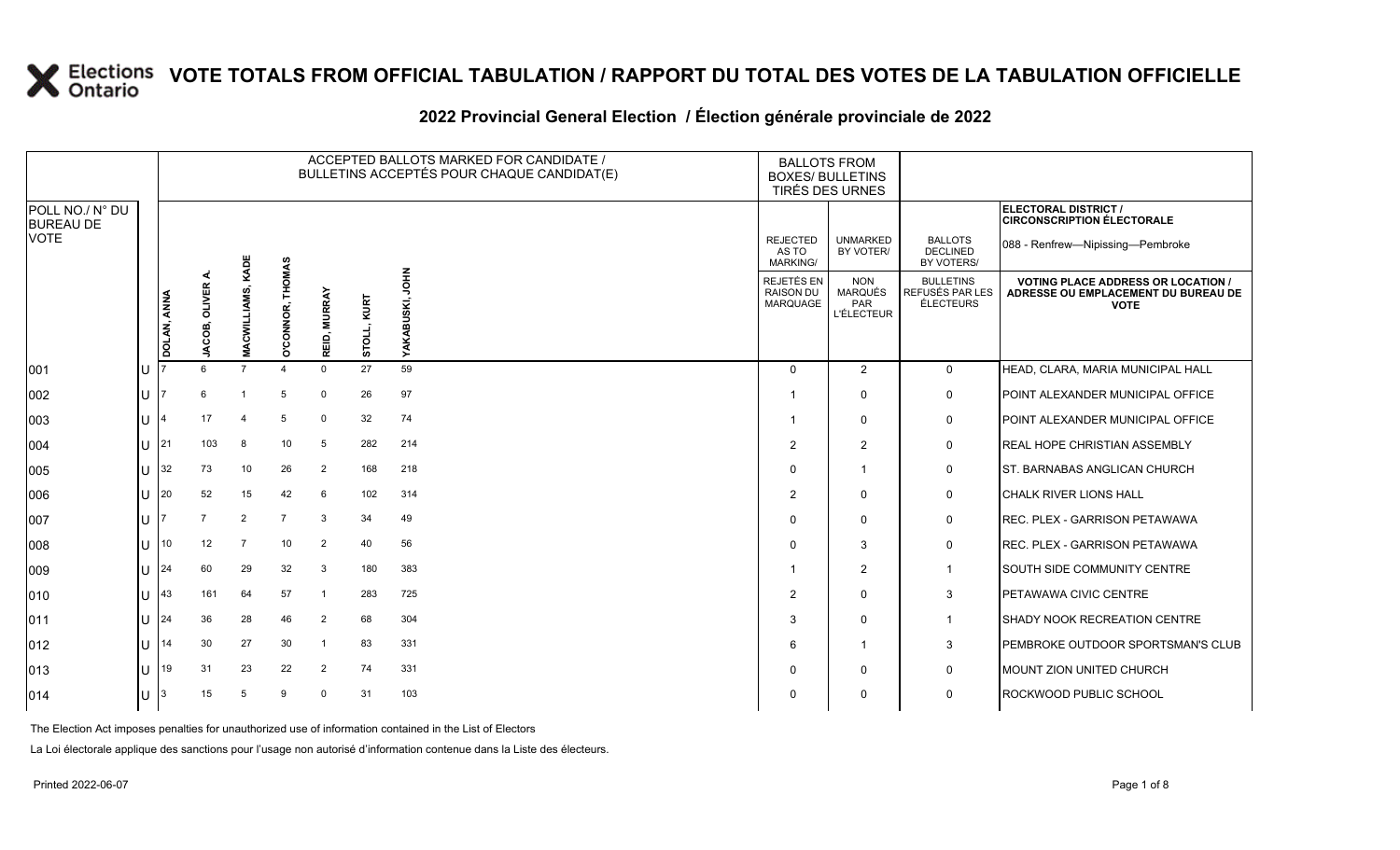# VOTE TOTALS FROM OFFICIAL TABULATION / RAPPORT DU TOTAL DES VOTES DE LA TABULATION OFFICIELLE

## 2022 Provincial General Election / Élection générale provinciale de 2022

| POLL NO./ N° DU BUREAU DE VOTE | | ACCEPTED BALLOTS MARKED FOR CANDIDATE / BULLETINS ACCEPTÉS POUR CHAQUE CANDIDAT(E) | | | | | | | BALLOTS FROM BOXES/ BULLETINS TIRÉS DES URNES | | | ELECTORAL DISTRICT / CIRCONSCRIPTION ÉLECTORALE 088 - Renfrew—Nipissing—Pembroke |
|---|---|---|---|---|---|---|---|---|---|---|---|---|
| | | DOLAN, ANNA | JACOB, OLIVER A. | MACWILLIAMS, KADE | O'CONNOR, THOMAS | REID, MURRAY | STOLL, KURT | YAKABUSKI, JOHN | REJECTED AS TO MARKING/ REJETÉS EN RAISON DU MARQUAGE | UNMARKED BY VOTER/ NON MARQUÉS PAR L'ÉLECTEUR | BALLOTS DECLINED BY VOTERS/ BULLETINS REFUSÉS PAR LES ÉLECTEURS | VOTING PLACE ADDRESS OR LOCATION / ADRESSE OU EMPLACEMENT DU BUREAU DE VOTE |
| 001 | U | 7 | 6 | 7 | 4 | 0 | 27 | 59 | 0 | 2 | 0 | HEAD, CLARA, MARIA MUNICIPAL HALL |
| 002 | U | 7 | 6 | 1 | 5 | 0 | 26 | 97 | 1 | 0 | 0 | POINT ALEXANDER MUNICIPAL OFFICE |
| 003 | U | 4 | 17 | 4 | 5 | 0 | 32 | 74 | 1 | 0 | 0 | POINT ALEXANDER MUNICIPAL OFFICE |
| 004 | U | 21 | 103 | 8 | 10 | 5 | 282 | 214 | 2 | 2 | 0 | REAL HOPE CHRISTIAN ASSEMBLY |
| 005 | U | 32 | 73 | 10 | 26 | 2 | 168 | 218 | 0 | 1 | 0 | ST. BARNABAS ANGLICAN CHURCH |
| 006 | U | 20 | 52 | 15 | 42 | 6 | 102 | 314 | 2 | 0 | 0 | CHALK RIVER LIONS HALL |
| 007 | U | 7 | 7 | 2 | 7 | 3 | 34 | 49 | 0 | 0 | 0 | REC. PLEX - GARRISON PETAWAWA |
| 008 | U | 10 | 12 | 7 | 10 | 2 | 40 | 56 | 0 | 3 | 0 | REC. PLEX - GARRISON PETAWAWA |
| 009 | U | 24 | 60 | 29 | 32 | 3 | 180 | 383 | 1 | 2 | 1 | SOUTH SIDE COMMUNITY CENTRE |
| 010 | U | 43 | 161 | 64 | 57 | 1 | 283 | 725 | 2 | 0 | 3 | PETAWAWA CIVIC CENTRE |
| 011 | U | 24 | 36 | 28 | 46 | 2 | 68 | 304 | 3 | 0 | 1 | SHADY NOOK RECREATION CENTRE |
| 012 | U | 14 | 30 | 27 | 30 | 1 | 83 | 331 | 6 | 1 | 3 | PEMBROKE OUTDOOR SPORTSMAN'S CLUB |
| 013 | U | 19 | 31 | 23 | 22 | 2 | 74 | 331 | 0 | 0 | 0 | MOUNT ZION UNITED CHURCH |
| 014 | U | 3 | 15 | 5 | 9 | 0 | 31 | 103 | 0 | 0 | 0 | ROCKWOOD PUBLIC SCHOOL |

The Election Act imposes penalties for unauthorized use of information contained in the List of Electors

La Loi électorale applique des sanctions pour l'usage non autorisé d'information contenue dans la Liste des électeurs.

Printed 2022-06-07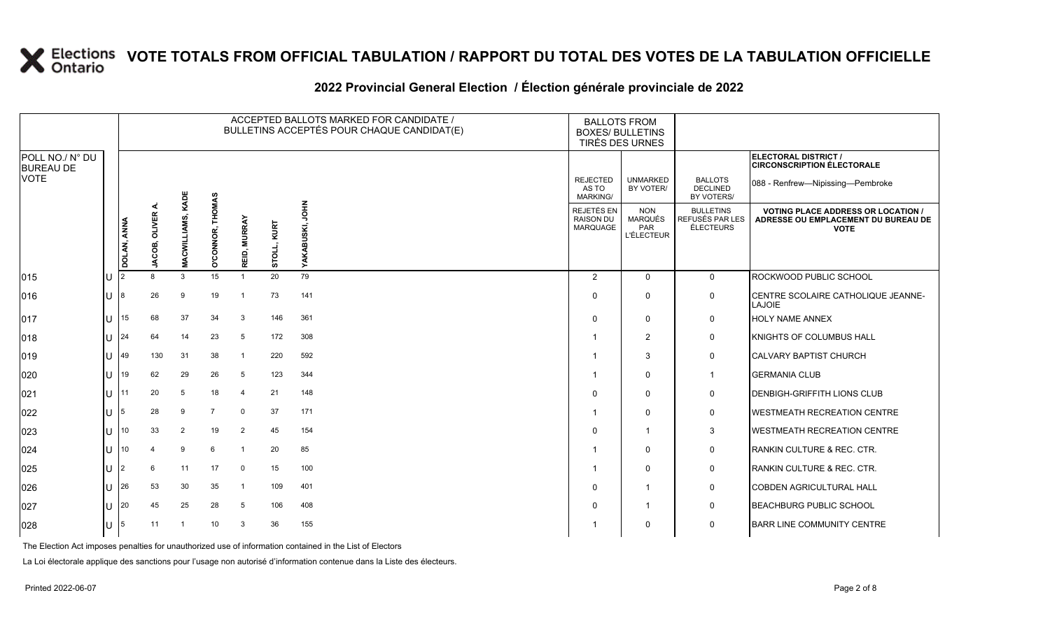# VOTE TOTALS FROM OFFICIAL TABULATION / RAPPORT DU TOTAL DES VOTES DE LA TABULATION OFFICIELLE

## 2022 Provincial General Election / Élection générale provinciale de 2022

ELECTORAL DISTRICT / CIRCONSCRIPTION ÉLECTORALE: 088 - Renfrew—Nipissing—Pembroke

| POLL NO./ N° DU BUREAU DE VOTE | | ACCEPTED BALLOTS MARKED FOR CANDIDATE / BULLETINS ACCEPTÉS POUR CHAQUE CANDIDAT(E) | | | | | | | BALLOTS FROM BOXES/ BULLETINS TIRÉS DES URNES | | | |
|---|---|---|---|---|---|---|---|---|---|---|---|---|
| | | DOLAN, ANNA | JACOB, OLIVER A. | MACWILLIAMS, KADE | O'CONNOR, THOMAS | REID, MURRAY | STOLL, KURT | YAKABUSKI, JOHN | REJECTED AS TO MARKING/ REJETÉS EN RAISON DU MARQUAGE | UNMARKED BY VOTER/ NON MARQUÉS PAR L'ÉLECTEUR | BALLOTS DECLINED BY VOTERS/ BULLETINS REFUSÉS PAR LES ÉLECTEURS | VOTING PLACE ADDRESS OR LOCATION / ADRESSE OU EMPLACEMENT DU BUREAU DE VOTE |
| 015 | U | 2 | 8 | 3 | 15 | 1 | 20 | 79 | 2 | 0 | 0 | ROCKWOOD PUBLIC SCHOOL |
| 016 | U | 8 | 26 | 9 | 19 | 1 | 73 | 141 | 0 | 0 | 0 | CENTRE SCOLAIRE CATHOLIQUE JEANNE-LAJOIE |
| 017 | U | 15 | 68 | 37 | 34 | 3 | 146 | 361 | 0 | 0 | 0 | HOLY NAME ANNEX |
| 018 | U | 24 | 64 | 14 | 23 | 5 | 172 | 308 | 1 | 2 | 0 | KNIGHTS OF COLUMBUS HALL |
| 019 | U | 49 | 130 | 31 | 38 | 1 | 220 | 592 | 1 | 3 | 0 | CALVARY BAPTIST CHURCH |
| 020 | U | 19 | 62 | 29 | 26 | 5 | 123 | 344 | 1 | 0 | 1 | GERMANIA CLUB |
| 021 | U | 11 | 20 | 5 | 18 | 4 | 21 | 148 | 0 | 0 | 0 | DENBIGH-GRIFFITH LIONS CLUB |
| 022 | U | 5 | 28 | 9 | 7 | 0 | 37 | 171 | 1 | 0 | 0 | WESTMEATH RECREATION CENTRE |
| 023 | U | 10 | 33 | 2 | 19 | 2 | 45 | 154 | 0 | 1 | 3 | WESTMEATH RECREATION CENTRE |
| 024 | U | 10 | 4 | 9 | 6 | 1 | 20 | 85 | 1 | 0 | 0 | RANKIN CULTURE & REC. CTR. |
| 025 | U | 2 | 6 | 11 | 17 | 0 | 15 | 100 | 1 | 0 | 0 | RANKIN CULTURE & REC. CTR. |
| 026 | U | 26 | 53 | 30 | 35 | 1 | 109 | 401 | 0 | 1 | 0 | COBDEN AGRICULTURAL HALL |
| 027 | U | 20 | 45 | 25 | 28 | 5 | 106 | 408 | 0 | 1 | 0 | BEACHBURG PUBLIC SCHOOL |
| 028 | U | 5 | 11 | 1 | 10 | 3 | 36 | 155 | 1 | 0 | 0 | BARR LINE COMMUNITY CENTRE |

The Election Act imposes penalties for unauthorized use of information contained in the List of Electors

La Loi électorale applique des sanctions pour l'usage non autorisé d'information contenue dans la Liste des électeurs.

Printed 2022-06-07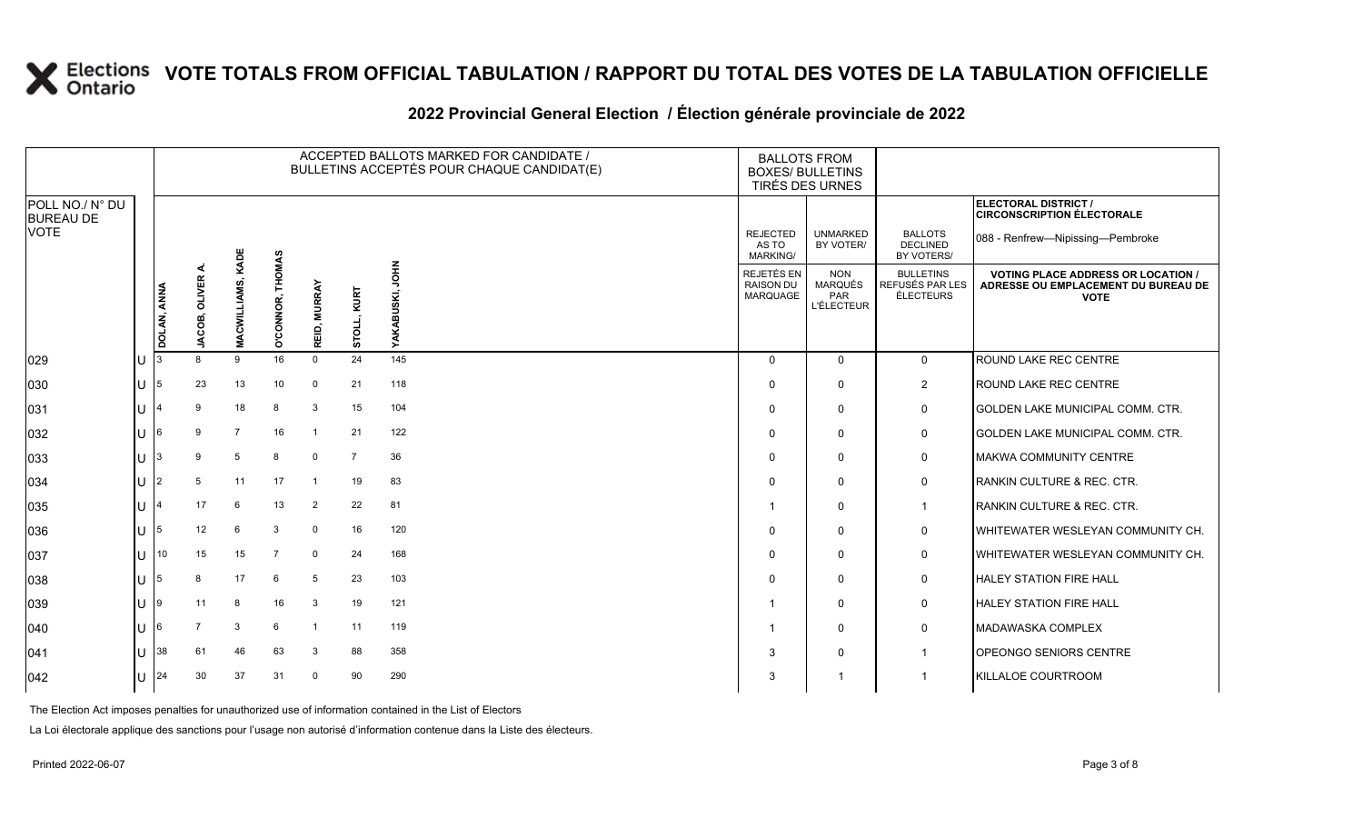# VOTE TOTALS FROM OFFICIAL TABULATION / RAPPORT DU TOTAL DES VOTES DE LA TABULATION OFFICIELLE

## 2022 Provincial General Election / Élection générale provinciale de 2022

| POLL NO./ N° DU BUREAU DE VOTE | | ACCEPTED BALLOTS MARKED FOR CANDIDATE / BULLETINS ACCEPTÉS POUR CHAQUE CANDIDAT(E) | | | | | | | BALLOTS FROM BOXES/ BULLETINS TIRÉS DES URNES | | | ELECTORAL DISTRICT / CIRCONSCRIPTION ÉLECTORALE 088 - Renfrew—Nipissing—Pembroke |
|---|---|---|---|---|---|---|---|---|---|---|---|---|
| | | DOLAN, ANNA | JACOB, OLIVER A. | MACWILLIAMS, KADE | O'CONNOR, THOMAS | REID, MURRAY | STOLL, KURT | YAKABUSKI, JOHN | REJECTED AS TO MARKING/ REJETÉS EN RAISON DU MARQUAGE | UNMARKED BY VOTER/ NON MARQUÉS PAR L'ÉLECTEUR | BALLOTS DECLINED BY VOTERS/ BULLETINS REFUSÉS PAR LES ÉLECTEURS | VOTING PLACE ADDRESS OR LOCATION / ADRESSE OU EMPLACEMENT DU BUREAU DE VOTE |
| 029 | U | 3 | 8 | 9 | 16 | 0 | 24 | 145 | 0 | 0 | 0 | ROUND LAKE REC CENTRE |
| 030 | U | 5 | 23 | 13 | 10 | 0 | 21 | 118 | 0 | 0 | 2 | ROUND LAKE REC CENTRE |
| 031 | U | 4 | 9 | 18 | 8 | 3 | 15 | 104 | 0 | 0 | 0 | GOLDEN LAKE MUNICIPAL COMM. CTR. |
| 032 | U | 6 | 9 | 7 | 16 | 1 | 21 | 122 | 0 | 0 | 0 | GOLDEN LAKE MUNICIPAL COMM. CTR. |
| 033 | U | 3 | 9 | 5 | 8 | 0 | 7 | 36 | 0 | 0 | 0 | MAKWA COMMUNITY CENTRE |
| 034 | U | 2 | 5 | 11 | 17 | 1 | 19 | 83 | 0 | 0 | 0 | RANKIN CULTURE & REC. CTR. |
| 035 | U | 4 | 17 | 6 | 13 | 2 | 22 | 81 | 1 | 0 | 1 | RANKIN CULTURE & REC. CTR. |
| 036 | U | 5 | 12 | 6 | 3 | 0 | 16 | 120 | 0 | 0 | 0 | WHITEWATER WESLEYAN COMMUNITY CH. |
| 037 | U | 10 | 15 | 15 | 7 | 0 | 24 | 168 | 0 | 0 | 0 | WHITEWATER WESLEYAN COMMUNITY CH. |
| 038 | U | 5 | 8 | 17 | 6 | 5 | 23 | 103 | 0 | 0 | 0 | HALEY STATION FIRE HALL |
| 039 | U | 9 | 11 | 8 | 16 | 3 | 19 | 121 | 1 | 0 | 0 | HALEY STATION FIRE HALL |
| 040 | U | 6 | 7 | 3 | 6 | 1 | 11 | 119 | 1 | 0 | 0 | MADAWASKA COMPLEX |
| 041 | U | 38 | 61 | 46 | 63 | 3 | 88 | 358 | 3 | 0 | 1 | OPEONGO SENIORS CENTRE |
| 042 | U | 24 | 30 | 37 | 31 | 0 | 90 | 290 | 3 | 1 | 1 | KILLALOE COURTROOM |

The Election Act imposes penalties for unauthorized use of information contained in the List of Electors

La Loi électorale applique des sanctions pour l'usage non autorisé d'information contenue dans la Liste des électeurs.

Printed 2022-06-07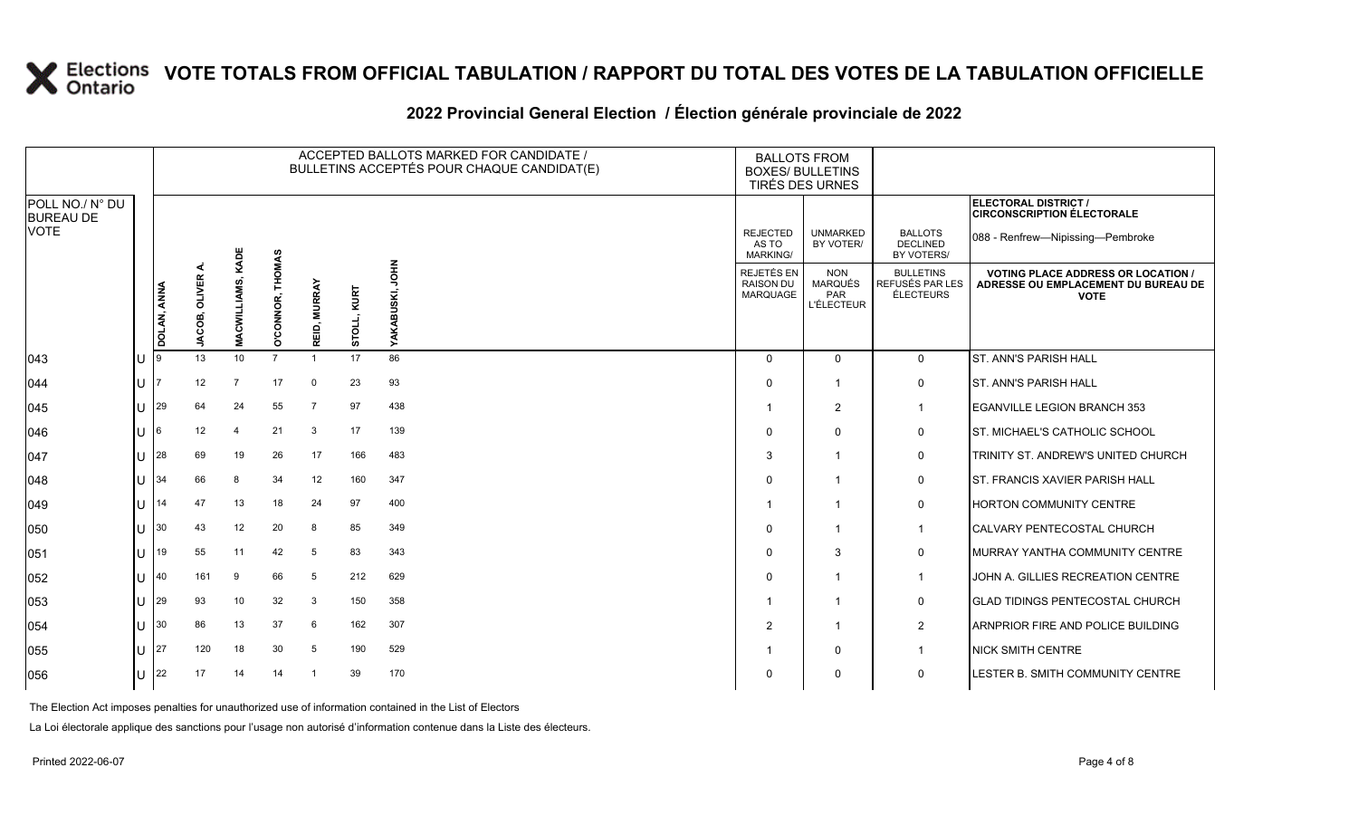# VOTE TOTALS FROM OFFICIAL TABULATION / RAPPORT DU TOTAL DES VOTES DE LA TABULATION OFFICIELLE

## 2022 Provincial General Election / Élection générale provinciale de 2022

| POLL NO./ N° DU BUREAU DE VOTE | | ACCEPTED BALLOTS MARKED FOR CANDIDATE / BULLETINS ACCEPTÉS POUR CHAQUE CANDIDAT(E) | | | | | | | BALLOTS FROM BOXES/ BULLETINS TIRÉS DES URNES | | | ELECTORAL DISTRICT / CIRCONSCRIPTION ÉLECTORALE 088 - Renfrew—Nipissing—Pembroke |
|---|---|---|---|---|---|---|---|---|---|---|---|---|
| | | DOLAN, ANNA | JACOB, OLIVER A. | MACWILLIAMS, KADE | O'CONNOR, THOMAS | REID, MURRAY | STOLL, KURT | YAKABUSKI, JOHN | REJECTED AS TO MARKING/ REJETÉS EN RAISON DU MARQUAGE | UNMARKED BY VOTER/ NON MARQUÉS PAR L'ÉLECTEUR | BALLOTS DECLINED BY VOTERS/ BULLETINS REFUSÉS PAR LES ÉLECTEURS | VOTING PLACE ADDRESS OR LOCATION / ADRESSE OU EMPLACEMENT DU BUREAU DE VOTE |
| 043 | U | 9 | 13 | 10 | 7 | 1 | 17 | 86 | 0 | 0 | 0 | ST. ANN'S PARISH HALL |
| 044 | U | 7 | 12 | 7 | 17 | 0 | 23 | 93 | 0 | 1 | 0 | ST. ANN'S PARISH HALL |
| 045 | U | 29 | 64 | 24 | 55 | 7 | 97 | 438 | 1 | 2 | 1 | EGANVILLE LEGION BRANCH 353 |
| 046 | U | 6 | 12 | 4 | 21 | 3 | 17 | 139 | 0 | 0 | 0 | ST. MICHAEL'S CATHOLIC SCHOOL |
| 047 | U | 28 | 69 | 19 | 26 | 17 | 166 | 483 | 3 | 1 | 0 | TRINITY ST. ANDREW'S UNITED CHURCH |
| 048 | U | 34 | 66 | 8 | 34 | 12 | 160 | 347 | 0 | 1 | 0 | ST. FRANCIS XAVIER PARISH HALL |
| 049 | U | 14 | 47 | 13 | 18 | 24 | 97 | 400 | 1 | 1 | 0 | HORTON COMMUNITY CENTRE |
| 050 | U | 30 | 43 | 12 | 20 | 8 | 85 | 349 | 0 | 1 | 1 | CALVARY PENTECOSTAL CHURCH |
| 051 | U | 19 | 55 | 11 | 42 | 5 | 83 | 343 | 0 | 3 | 0 | MURRAY YANTHA COMMUNITY CENTRE |
| 052 | U | 40 | 161 | 9 | 66 | 5 | 212 | 629 | 0 | 1 | 1 | JOHN A. GILLIES RECREATION CENTRE |
| 053 | U | 29 | 93 | 10 | 32 | 3 | 150 | 358 | 1 | 1 | 0 | GLAD TIDINGS PENTECOSTAL CHURCH |
| 054 | U | 30 | 86 | 13 | 37 | 6 | 162 | 307 | 2 | 1 | 2 | ARNPRIOR FIRE AND POLICE BUILDING |
| 055 | U | 27 | 120 | 18 | 30 | 5 | 190 | 529 | 1 | 0 | 1 | NICK SMITH CENTRE |
| 056 | U | 22 | 17 | 14 | 14 | 1 | 39 | 170 | 0 | 0 | 0 | LESTER B. SMITH COMMUNITY CENTRE |

The Election Act imposes penalties for unauthorized use of information contained in the List of Electors

La Loi électorale applique des sanctions pour l'usage non autorisé d'information contenue dans la Liste des électeurs.

Printed 2022-06-07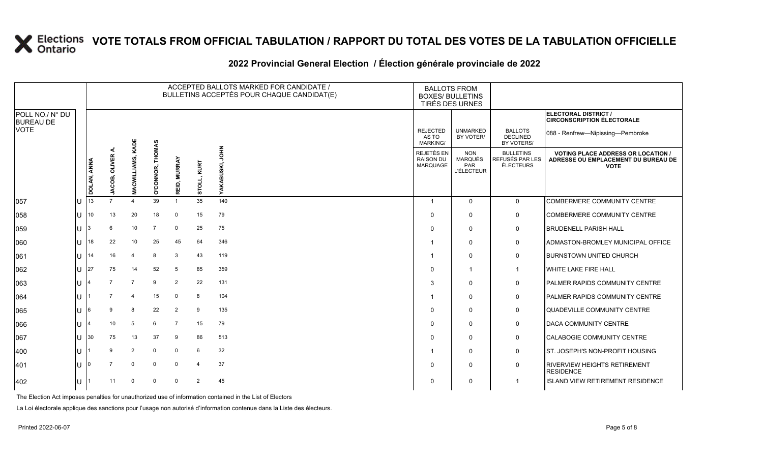# VOTE TOTALS FROM OFFICIAL TABULATION / RAPPORT DU TOTAL DES VOTES DE LA TABULATION OFFICIELLE

## 2022 Provincial General Election / Élection générale provinciale de 2022

ELECTORAL DISTRICT / CIRCONSCRIPTION ÉLECTORALE: 088 - Renfrew—Nipissing—Pembroke

| POLL NO./ N° DU BUREAU DE VOTE | | ACCEPTED BALLOTS MARKED FOR CANDIDATE / BULLETINS ACCEPTÉS POUR CHAQUE CANDIDAT(E) | | | | | | | BALLOTS FROM BOXES/ BULLETINS TIRÉS DES URNES | | | |
|---|---|---|---|---|---|---|---|---|---|---|---|---|
| | | DOLAN, ANNA | JACOB, OLIVER A. | MACWILLIAMS, KADE | O'CONNOR, THOMAS | REID, MURRAY | STOLL, KURT | YAKABUSKI, JOHN | REJECTED AS TO MARKING/ REJETÉS EN RAISON DU MARQUAGE | UNMARKED BY VOTER/ NON MARQUÉS PAR L'ÉLECTEUR | BALLOTS DECLINED BY VOTERS/ BULLETINS REFUSÉS PAR LES ÉLECTEURS | VOTING PLACE ADDRESS OR LOCATION / ADRESSE OU EMPLACEMENT DU BUREAU DE VOTE |
| 057 | U | 13 | 7 | 4 | 39 | 1 | 35 | 140 | 1 | 0 | 0 | COMBERMERE COMMUNITY CENTRE |
| 058 | U | 10 | 13 | 20 | 18 | 0 | 15 | 79 | 0 | 0 | 0 | COMBERMERE COMMUNITY CENTRE |
| 059 | U | 3 | 6 | 10 | 7 | 0 | 25 | 75 | 0 | 0 | 0 | BRUDENELL PARISH HALL |
| 060 | U | 18 | 22 | 10 | 25 | 45 | 64 | 346 | 1 | 0 | 0 | ADMASTON-BROMLEY MUNICIPAL OFFICE |
| 061 | U | 14 | 16 | 4 | 8 | 3 | 43 | 119 | 1 | 0 | 0 | BURNSTOWN UNITED CHURCH |
| 062 | U | 27 | 75 | 14 | 52 | 5 | 85 | 359 | 0 | 1 | 1 | WHITE LAKE FIRE HALL |
| 063 | U | 4 | 7 | 7 | 9 | 2 | 22 | 131 | 3 | 0 | 0 | PALMER RAPIDS COMMUNITY CENTRE |
| 064 | U | 1 | 7 | 4 | 15 | 0 | 8 | 104 | 1 | 0 | 0 | PALMER RAPIDS COMMUNITY CENTRE |
| 065 | U | 6 | 9 | 8 | 22 | 2 | 9 | 135 | 0 | 0 | 0 | QUADEVILLE COMMUNITY CENTRE |
| 066 | U | 4 | 10 | 5 | 6 | 7 | 15 | 79 | 0 | 0 | 0 | DACA COMMUNITY CENTRE |
| 067 | U | 30 | 75 | 13 | 37 | 9 | 86 | 513 | 0 | 0 | 0 | CALABOGIE COMMUNITY CENTRE |
| 400 | U | 1 | 9 | 2 | 0 | 0 | 6 | 32 | 1 | 0 | 0 | ST. JOSEPH'S NON-PROFIT HOUSING |
| 401 | U | 0 | 7 | 0 | 0 | 0 | 4 | 37 | 0 | 0 | 0 | RIVERVIEW HEIGHTS RETIREMENT RESIDENCE |
| 402 | U | 1 | 11 | 0 | 0 | 0 | 2 | 45 | 0 | 0 | 1 | ISLAND VIEW RETIREMENT RESIDENCE |

The Election Act imposes penalties for unauthorized use of information contained in the List of Electors

La Loi électorale applique des sanctions pour l'usage non autorisé d'information contenue dans la Liste des électeurs.

Printed 2022-06-07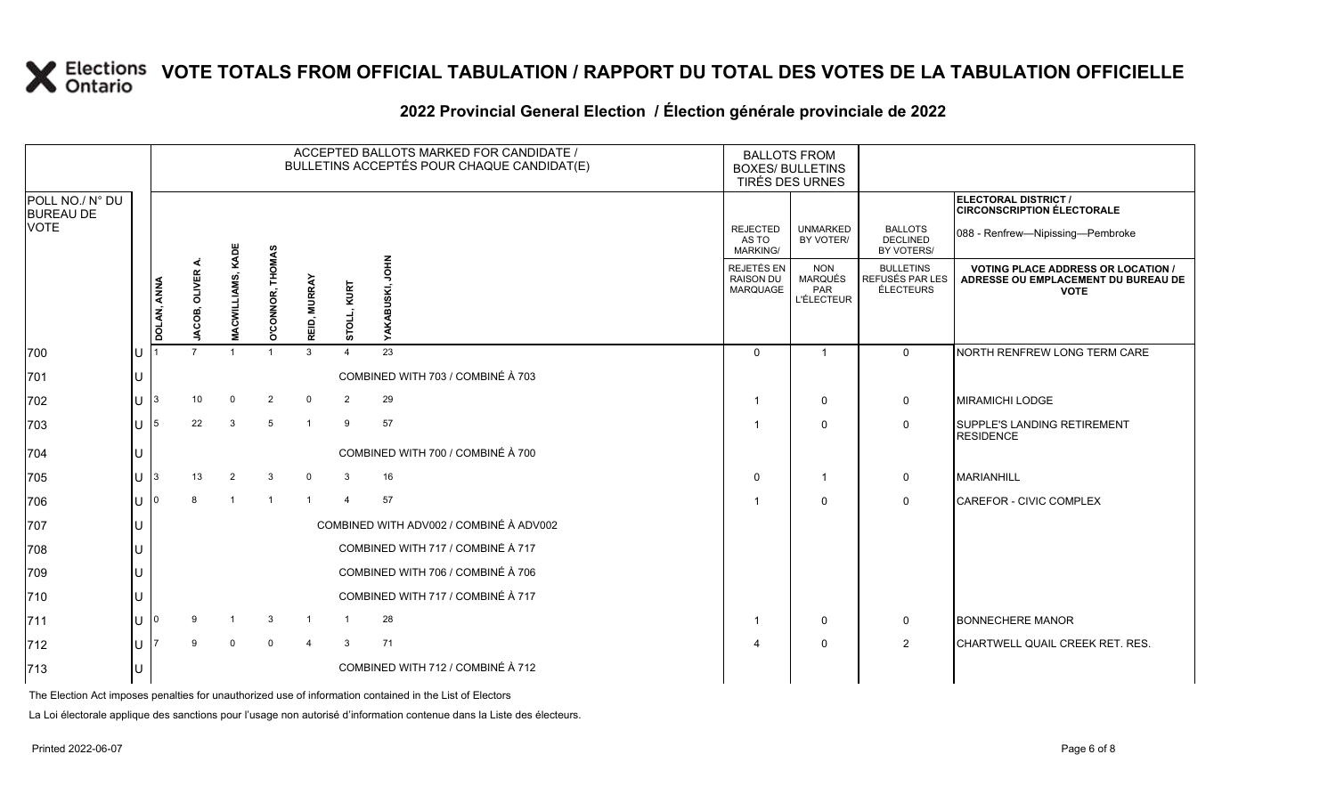# VOTE TOTALS FROM OFFICIAL TABULATION / RAPPORT DU TOTAL DES VOTES DE LA TABULATION OFFICIELLE

## 2022 Provincial General Election / Élection générale provinciale de 2022

ELECTORAL DISTRICT / CIRCONSCRIPTION ÉLECTORALE: 088 - Renfrew—Nipissing—Pembroke

| POLL NO./ N° DU BUREAU DE VOTE | | DOLAN, ANNA | JACOB, OLIVER A. | MACWILLIAMS, KADE | O'CONNOR, THOMAS | REID, MURRAY | STOLL, KURT | YAKABUSKI, JOHN | REJECTED AS TO MARKING/ REJETÉS EN RAISON DU MARQUAGE | UNMARKED BY VOTER/ NON MARQUÉS PAR L'ÉLECTEUR | BALLOTS DECLINED BY VOTERS/ BULLETINS REFUSÉS PAR LES ÉLECTEURS | VOTING PLACE ADDRESS OR LOCATION / ADRESSE OU EMPLACEMENT DU BUREAU DE VOTE |
|---|---|---|---|---|---|---|---|---|---|---|---|---|
| 700 | U | 1 | 7 | 1 | 1 | 3 | 4 | 23 | 0 | 1 | 0 | NORTH RENFREW LONG TERM CARE |
| 701 | U | COMBINED WITH 703 / COMBINÉ À 703 | | | | | | | | | | |
| 702 | U | 3 | 10 | 0 | 2 | 0 | 2 | 29 | 1 | 0 | 0 | MIRAMICHI LODGE |
| 703 | U | 5 | 22 | 3 | 5 | 1 | 9 | 57 | 1 | 0 | 0 | SUPPLE'S LANDING RETIREMENT RESIDENCE |
| 704 | U | COMBINED WITH 700 / COMBINÉ À 700 | | | | | | | | | | |
| 705 | U | 3 | 13 | 2 | 3 | 0 | 3 | 16 | 0 | 1 | 0 | MARIANHILL |
| 706 | U | 0 | 8 | 1 | 1 | 1 | 4 | 57 | 1 | 0 | 0 | CAREFOR - CIVIC COMPLEX |
| 707 | U | COMBINED WITH ADV002 / COMBINÉ À ADV002 | | | | | | | | | | |
| 708 | U | COMBINED WITH 717 / COMBINÉ À 717 | | | | | | | | | | |
| 709 | U | COMBINED WITH 706 / COMBINÉ À 706 | | | | | | | | | | |
| 710 | U | COMBINED WITH 717 / COMBINÉ À 717 | | | | | | | | | | |
| 711 | U | 0 | 9 | 1 | 3 | 1 | 1 | 28 | 1 | 0 | 0 | BONNECHERE MANOR |
| 712 | U | 7 | 9 | 0 | 0 | 4 | 3 | 71 | 4 | 0 | 2 | CHARTWELL QUAIL CREEK RET. RES. |
| 713 | U | COMBINED WITH 712 / COMBINÉ À 712 | | | | | | | | | | |

The Election Act imposes penalties for unauthorized use of information contained in the List of Electors

La Loi électorale applique des sanctions pour l'usage non autorisé d'information contenue dans la Liste des électeurs.

Printed 2022-06-07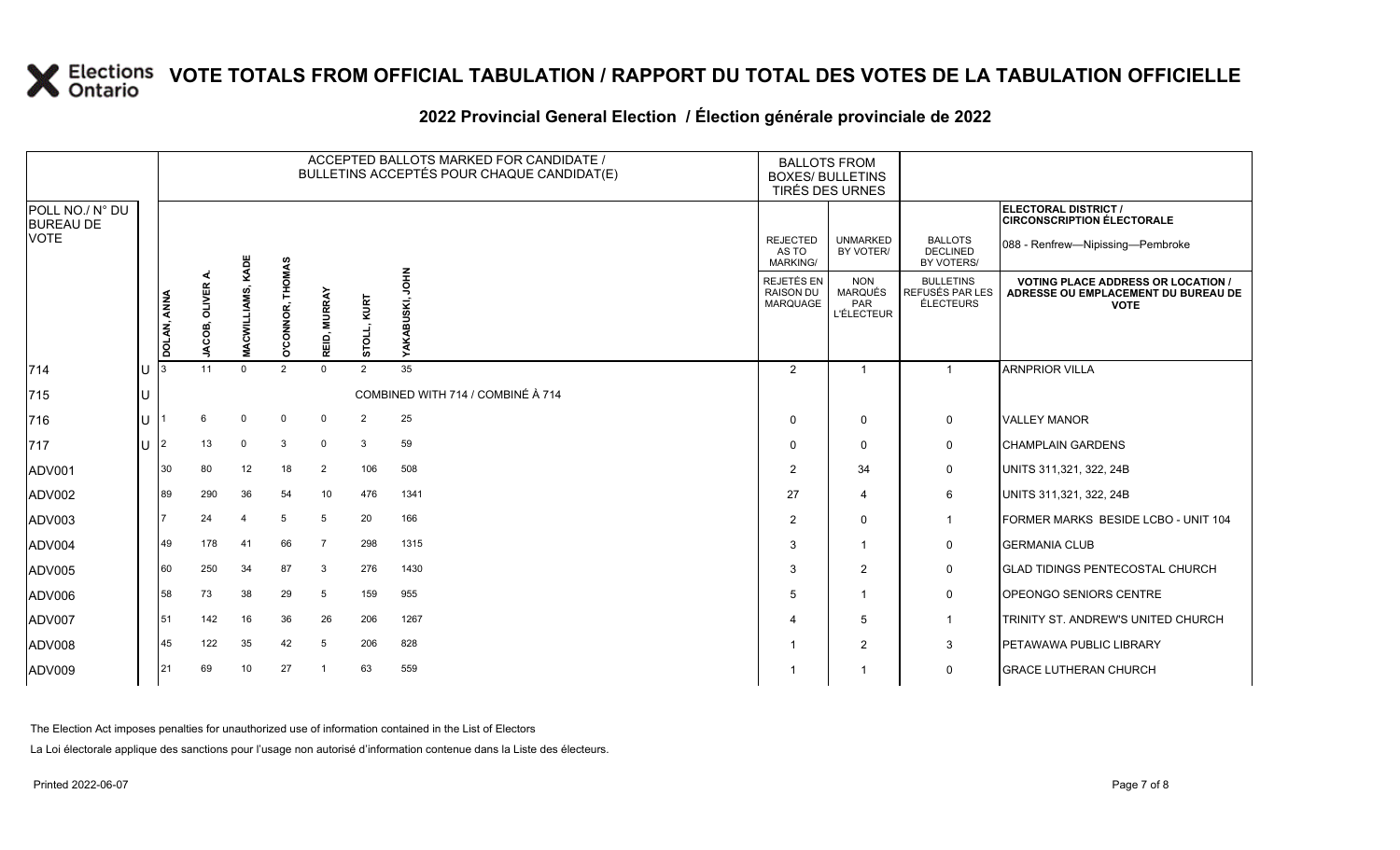# VOTE TOTALS FROM OFFICIAL TABULATION / RAPPORT DU TOTAL DES VOTES DE LA TABULATION OFFICIELLE

## 2022 Provincial General Election / Élection générale provinciale de 2022

ELECTORAL DISTRICT / CIRCONSCRIPTION ÉLECTORALE: 088 - Renfrew—Nipissing—Pembroke

| POLL NO./ N° DU BUREAU DE VOTE | | ACCEPTED BALLOTS MARKED FOR CANDIDATE / BULLETINS ACCEPTÉS POUR CHAQUE CANDIDAT(E) | | | | | | | BALLOTS FROM BOXES/ BULLETINS TIRÉS DES URNES | | | |
|---|---|---|---|---|---|---|---|---|---|---|---|---|
| | | DOLAN, ANNA | JACOB, OLIVER A. | MACWILLIAMS, KADE | O'CONNOR, THOMAS | REID, MURRAY | STOLL, KURT | YAKABUSKI, JOHN | REJECTED AS TO MARKING/ REJETÉS EN RAISON DU MARQUAGE | UNMARKED BY VOTER/ NON MARQUÉS PAR L'ÉLECTEUR | BALLOTS DECLINED BY VOTERS/ BULLETINS REFUSÉS PAR LES ÉLECTEURS | VOTING PLACE ADDRESS OR LOCATION / ADRESSE OU EMPLACEMENT DU BUREAU DE VOTE |
| 714 | U | 3 | 11 | 0 | 2 | 0 | 2 | 35 | 2 | 1 | 1 | ARNPRIOR VILLA |
| 715 | U | COMBINED WITH 714 / COMBINÉ À 714 | | | | | | | | | | |
| 716 | U | 1 | 6 | 0 | 0 | 0 | 2 | 25 | 0 | 0 | 0 | VALLEY MANOR |
| 717 | U | 2 | 13 | 0 | 3 | 0 | 3 | 59 | 0 | 0 | 0 | CHAMPLAIN GARDENS |
| ADV001 | | 30 | 80 | 12 | 18 | 2 | 106 | 508 | 2 | 34 | 0 | UNITS 311,321, 322, 24B |
| ADV002 | | 89 | 290 | 36 | 54 | 10 | 476 | 1341 | 27 | 4 | 6 | UNITS 311,321, 322, 24B |
| ADV003 | | 7 | 24 | 4 | 5 | 5 | 20 | 166 | 2 | 0 | 1 | FORMER MARKS BESIDE LCBO - UNIT 104 |
| ADV004 | | 49 | 178 | 41 | 66 | 7 | 298 | 1315 | 3 | 1 | 0 | GERMANIA CLUB |
| ADV005 | | 60 | 250 | 34 | 87 | 3 | 276 | 1430 | 3 | 2 | 0 | GLAD TIDINGS PENTECOSTAL CHURCH |
| ADV006 | | 58 | 73 | 38 | 29 | 5 | 159 | 955 | 5 | 1 | 0 | OPEONGO SENIORS CENTRE |
| ADV007 | | 51 | 142 | 16 | 36 | 26 | 206 | 1267 | 4 | 5 | 1 | TRINITY ST. ANDREW'S UNITED CHURCH |
| ADV008 | | 45 | 122 | 35 | 42 | 5 | 206 | 828 | 1 | 2 | 3 | PETAWAWA PUBLIC LIBRARY |
| ADV009 | | 21 | 69 | 10 | 27 | 1 | 63 | 559 | 1 | 1 | 0 | GRACE LUTHERAN CHURCH |

The Election Act imposes penalties for unauthorized use of information contained in the List of Electors

La Loi électorale applique des sanctions pour l'usage non autorisé d'information contenue dans la Liste des électeurs.

Printed 2022-06-07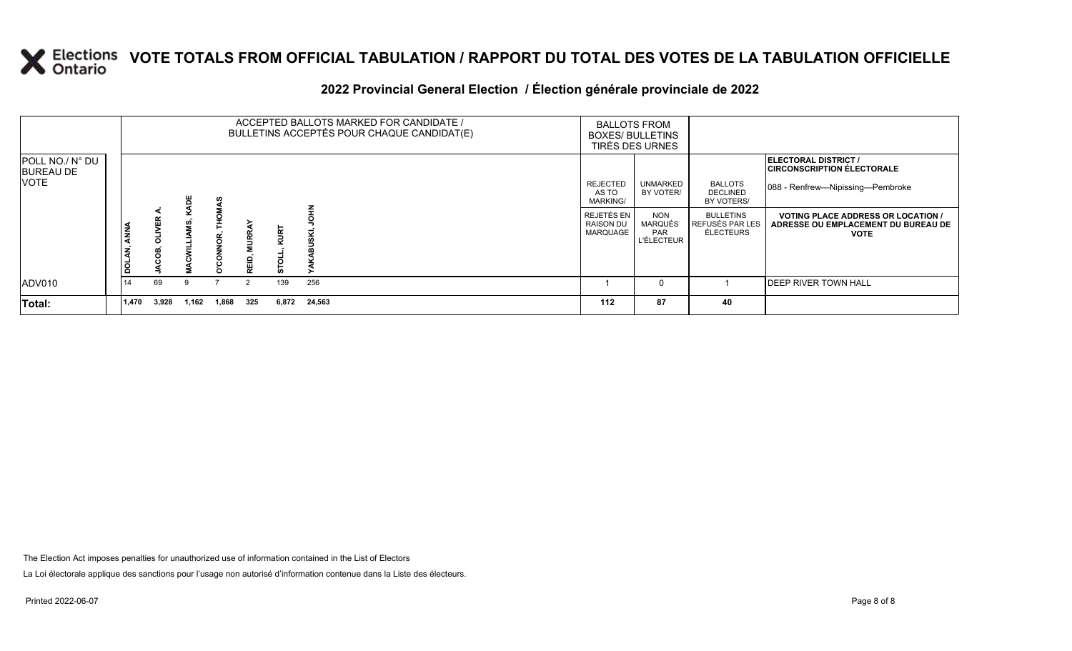# VOTE TOTALS FROM OFFICIAL TABULATION / RAPPORT DU TOTAL DES VOTES DE LA TABULATION OFFICIELLE

## 2022 Provincial General Election / Élection générale provinciale de 2022

| POLL NO./ N° DU BUREAU DE VOTE | ACCEPTED BALLOTS MARKED FOR CANDIDATE / BULLETINS ACCEPTÉS POUR CHAQUE CANDIDAT(E) | | | | | | | BALLOTS FROM BOXES/ BULLETINS TIRÉS DES URNES | | | ELECTORAL DISTRICT / CIRCONSCRIPTION ÉLECTORALE 088 - Renfrew—Nipissing—Pembroke |
|---|---|---|---|---|---|---|---|---|---|---|---|
| | DOLAN, ANNA | JACOB, OLIVER A. | MACWILLIAMS, KADE | O'CONNOR, THOMAS | REID, MURRAY | STOLL, KURT | YAKABUSKI, JOHN | REJECTED AS TO MARKING/ REJETÉS EN RAISON DU MARQUAGE | UNMARKED BY VOTER/ NON MARQUÉS PAR L'ÉLECTEUR | BALLOTS DECLINED BY VOTERS/ BULLETINS REFUSÉS PAR LES ÉLECTEURS | VOTING PLACE ADDRESS OR LOCATION / ADRESSE OU EMPLACEMENT DU BUREAU DE VOTE |
| ADV010 | 14 | 69 | 9 | 7 | 2 | 139 | 256 | 1 | 0 | 1 | DEEP RIVER TOWN HALL |
| **Total:** | 1,470 | 3,928 | 1,162 | 1,868 | 325 | 6,872 | 24,563 | 112 | 87 | 40 | |

The Election Act imposes penalties for unauthorized use of information contained in the List of Electors

La Loi électorale applique des sanctions pour l'usage non autorisé d'information contenue dans la Liste des électeurs.

Printed 2022-06-07